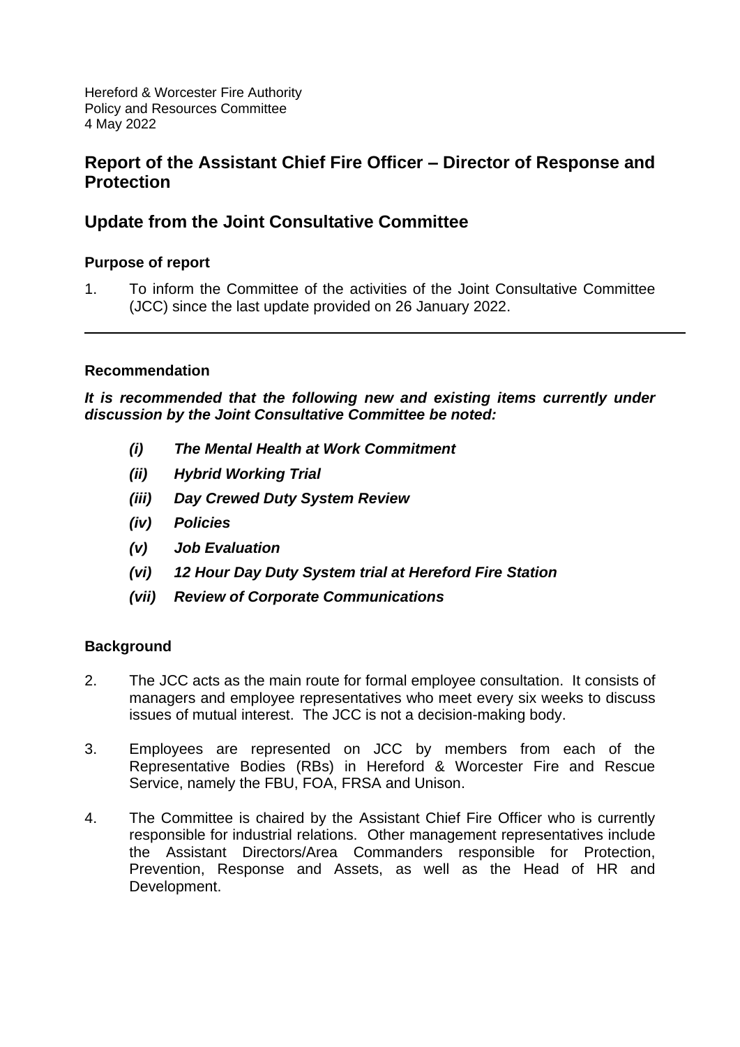Hereford & Worcester Fire Authority
Policy and Resources Committee
4 May 2022

## Report of the Assistant Chief Fire Officer – Director of Response and Protection

## Update from the Joint Consultative Committee

### Purpose of report

1. To inform the Committee of the activities of the Joint Consultative Committee (JCC) since the last update provided on 26 January 2022.

---

### Recommendation

***It is recommended that the following new and existing items currently under discussion by the Joint Consultative Committee be noted:***

- ***(i) The Mental Health at Work Commitment***
- ***(ii) Hybrid Working Trial***
- ***(iii) Day Crewed Duty System Review***
- ***(iv) Policies***
- ***(v) Job Evaluation***
- ***(vi) 12 Hour Day Duty System trial at Hereford Fire Station***
- ***(vii) Review of Corporate Communications***

### Background

2. The JCC acts as the main route for formal employee consultation. It consists of managers and employee representatives who meet every six weeks to discuss issues of mutual interest. The JCC is not a decision-making body.

3. Employees are represented on JCC by members from each of the Representative Bodies (RBs) in Hereford & Worcester Fire and Rescue Service, namely the FBU, FOA, FRSA and Unison.

4. The Committee is chaired by the Assistant Chief Fire Officer who is currently responsible for industrial relations. Other management representatives include the Assistant Directors/Area Commanders responsible for Protection, Prevention, Response and Assets, as well as the Head of HR and Development.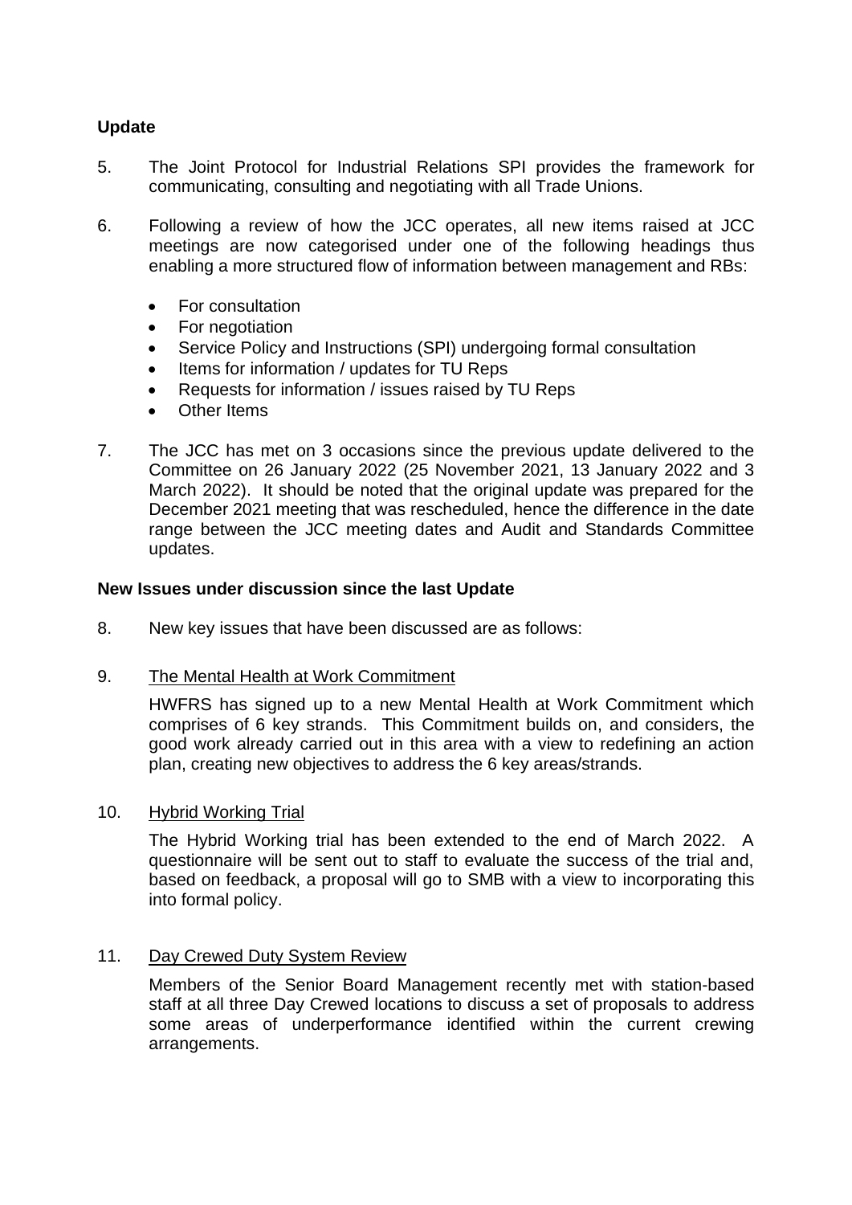**Update**

5. The Joint Protocol for Industrial Relations SPI provides the framework for communicating, consulting and negotiating with all Trade Unions.

6. Following a review of how the JCC operates, all new items raised at JCC meetings are now categorised under one of the following headings thus enabling a more structured flow of information between management and RBs:

   - For consultation
   - For negotiation
   - Service Policy and Instructions (SPI) undergoing formal consultation
   - Items for information / updates for TU Reps
   - Requests for information / issues raised by TU Reps
   - Other Items

7. The JCC has met on 3 occasions since the previous update delivered to the Committee on 26 January 2022 (25 November 2021, 13 January 2022 and 3 March 2022). It should be noted that the original update was prepared for the December 2021 meeting that was rescheduled, hence the difference in the date range between the JCC meeting dates and Audit and Standards Committee updates.

**New Issues under discussion since the last Update**

8. New key issues that have been discussed are as follows:

9. The Mental Health at Work Commitment

   HWFRS has signed up to a new Mental Health at Work Commitment which comprises of 6 key strands. This Commitment builds on, and considers, the good work already carried out in this area with a view to redefining an action plan, creating new objectives to address the 6 key areas/strands.

10. Hybrid Working Trial

    The Hybrid Working trial has been extended to the end of March 2022. A questionnaire will be sent out to staff to evaluate the success of the trial and, based on feedback, a proposal will go to SMB with a view to incorporating this into formal policy.

11. Day Crewed Duty System Review

    Members of the Senior Board Management recently met with station-based staff at all three Day Crewed locations to discuss a set of proposals to address some areas of underperformance identified within the current crewing arrangements.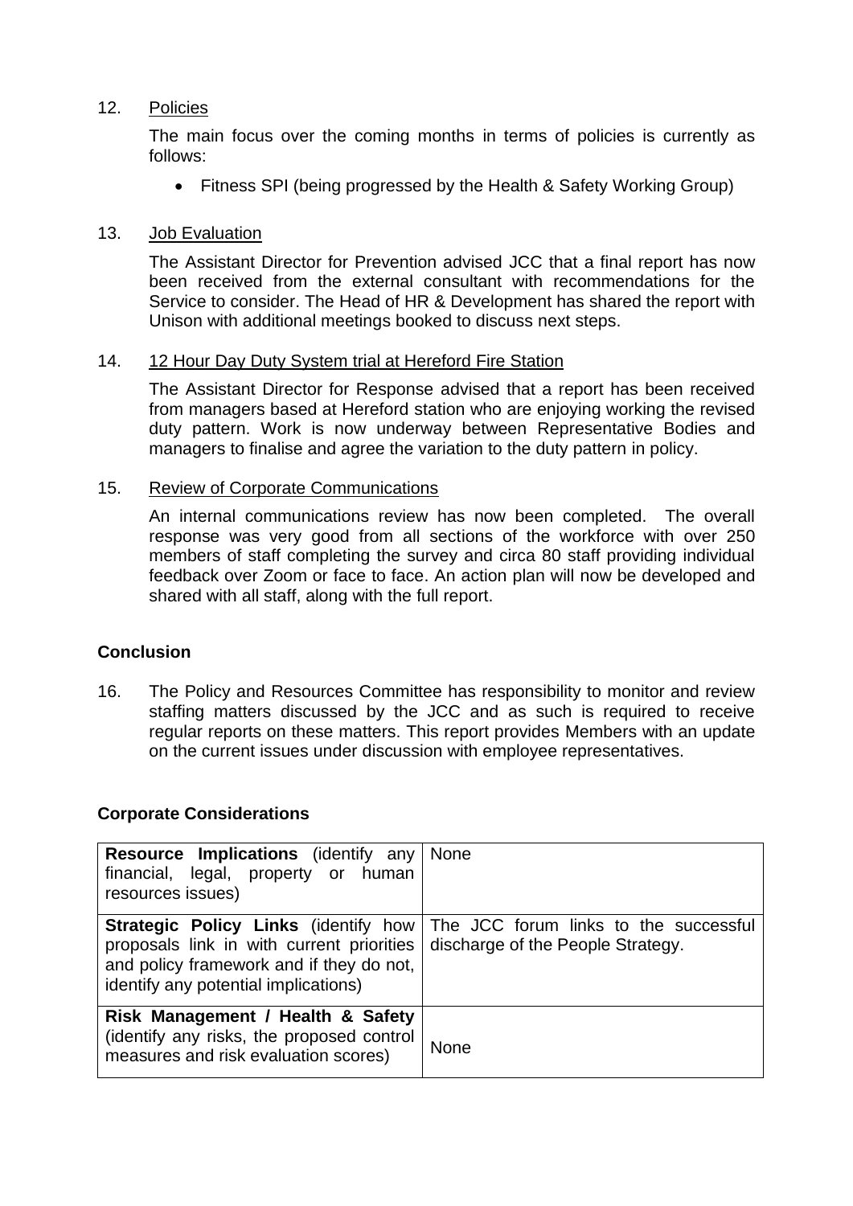12. Policies

    The main focus over the coming months in terms of policies is currently as follows:

    - Fitness SPI (being progressed by the Health & Safety Working Group)

13. Job Evaluation

    The Assistant Director for Prevention advised JCC that a final report has now been received from the external consultant with recommendations for the Service to consider. The Head of HR & Development has shared the report with Unison with additional meetings booked to discuss next steps.

14. 12 Hour Day Duty System trial at Hereford Fire Station

    The Assistant Director for Response advised that a report has been received from managers based at Hereford station who are enjoying working the revised duty pattern. Work is now underway between Representative Bodies and managers to finalise and agree the variation to the duty pattern in policy.

15. Review of Corporate Communications

    An internal communications review has now been completed. The overall response was very good from all sections of the workforce with over 250 members of staff completing the survey and circa 80 staff providing individual feedback over Zoom or face to face. An action plan will now be developed and shared with all staff, along with the full report.

**Conclusion**

16. The Policy and Resources Committee has responsibility to monitor and review staffing matters discussed by the JCC and as such is required to receive regular reports on these matters. This report provides Members with an update on the current issues under discussion with employee representatives.

**Corporate Considerations**

| | |
|---|---|
| **Resource Implications** (identify any financial, legal, property or human resources issues) | None |
| **Strategic Policy Links** (identify how proposals link in with current priorities and policy framework and if they do not, identify any potential implications) | The JCC forum links to the successful discharge of the People Strategy. |
| **Risk Management / Health & Safety** (identify any risks, the proposed control measures and risk evaluation scores) | None |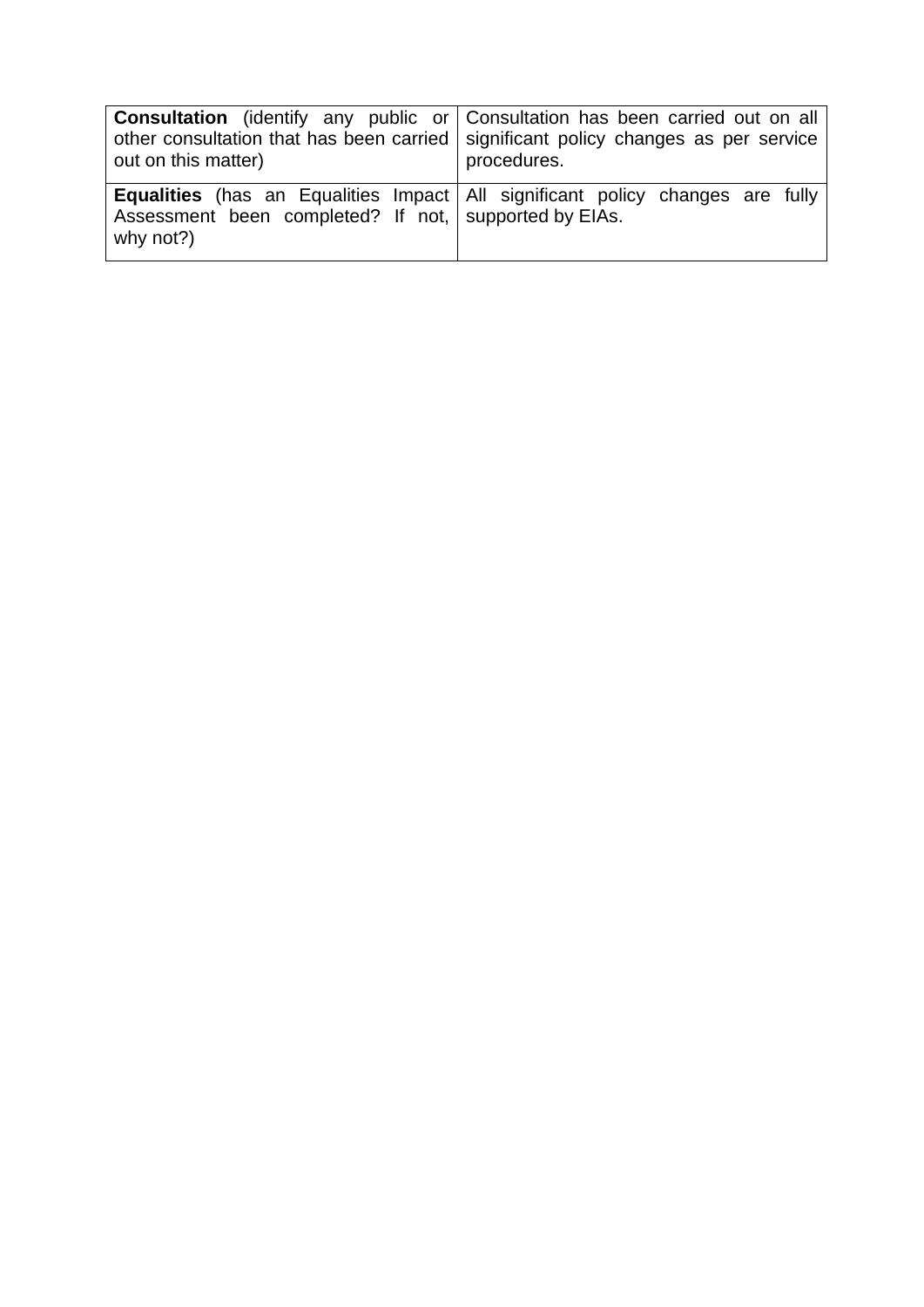| | |
|---|---|
| **Consultation** (identify any public or other consultation that has been carried out on this matter) | Consultation has been carried out on all significant policy changes as per service procedures. |
| **Equalities** (has an Equalities Impact Assessment been completed? If not, why not?) | All significant policy changes are fully supported by EIAs. |